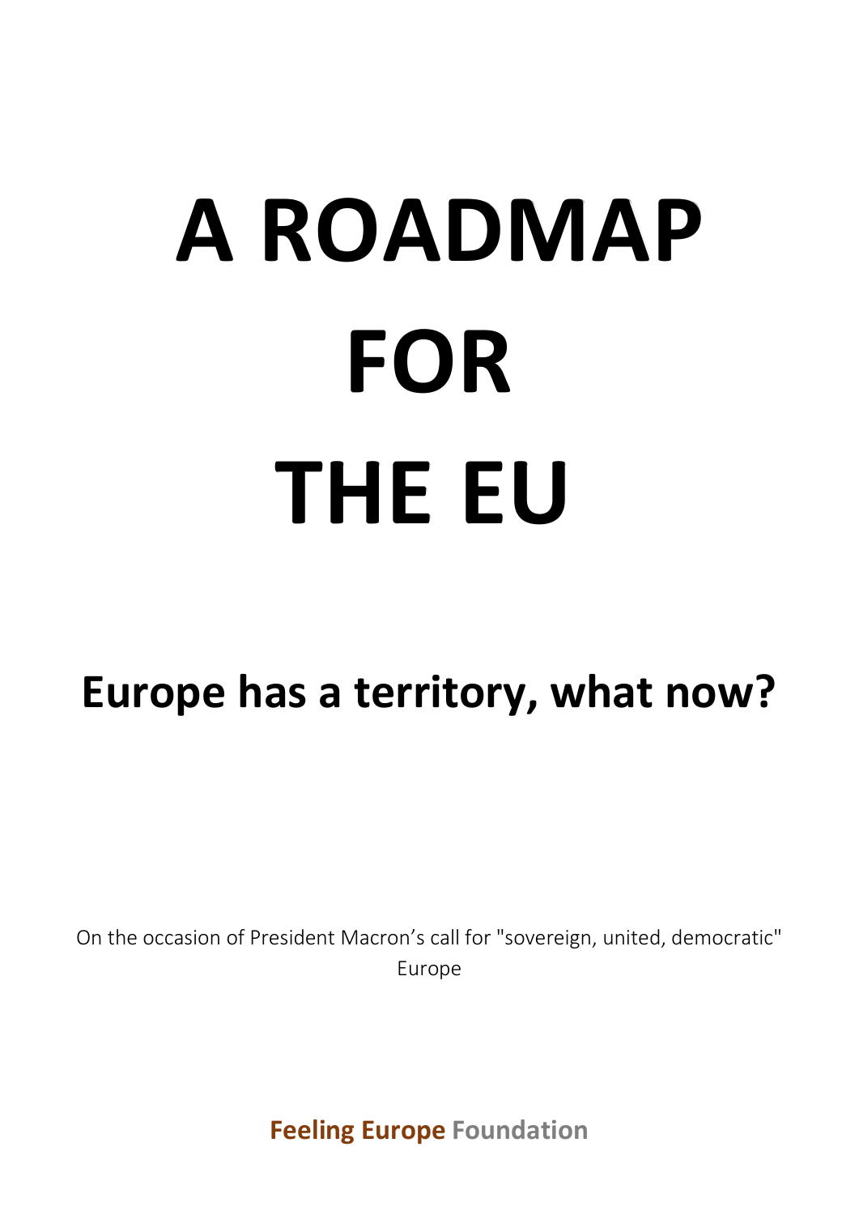# A ROADMAP FOR THE EU

## Europe has a territory, what now?

On the occasion of President Macron's call for "sovereign, united, democratic" Europe

**Feeling Europe Foundation**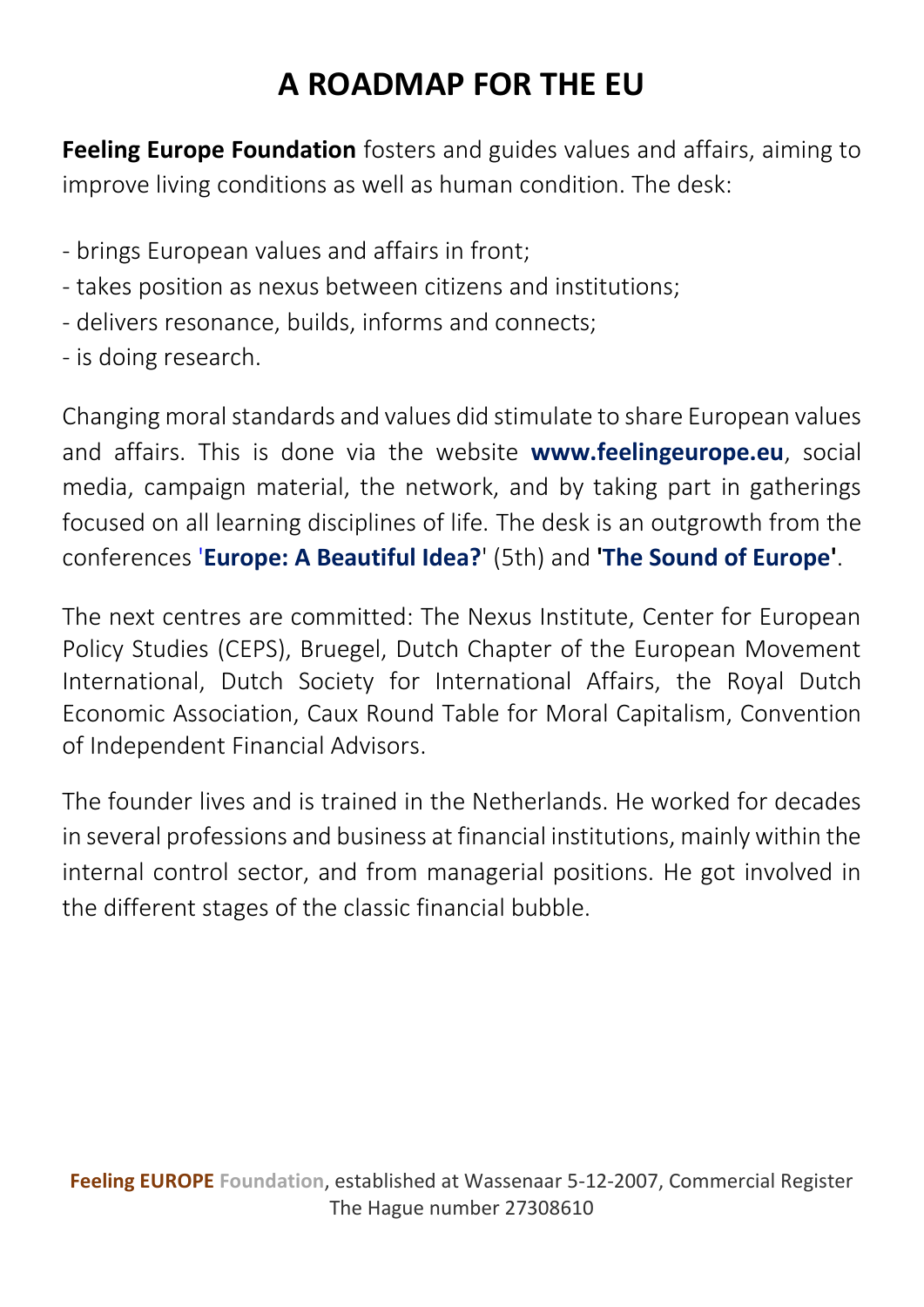# A ROADMAP FOR THE EU

**Feeling Europe Foundation** fosters and guides values and affairs, aiming to improve living conditions as well as human condition. The desk:

- brings European values and affairs in front;
- takes position as nexus between citizens and institutions;
- delivers resonance, builds, informs and connects;
- is doing research.

Changing moral standards and values did stimulate to share European values and affairs. This is done via the website **www.feelingeurope.eu**, social media, campaign material, the network, and by taking part in gatherings focused on all learning disciplines of life. The desk is an outgrowth from the conferences '**Europe: A Beautiful Idea?**' (5th) and **'The Sound of Europe'**.

The next centres are committed: The Nexus Institute, Center for European Policy Studies (CEPS), Bruegel, Dutch Chapter of the European Movement International, Dutch Society for International Affairs, the Royal Dutch Economic Association, Caux Round Table for Moral Capitalism, Convention of Independent Financial Advisors.

The founder lives and is trained in the Netherlands. He worked for decades in several professions and business at financial institutions, mainly within the internal control sector, and from managerial positions. He got involved in the different stages of the classic financial bubble.

**Feeling EUROPE Foundation**, established at Wassenaar 5-12-2007, Commercial Register The Hague number 27308610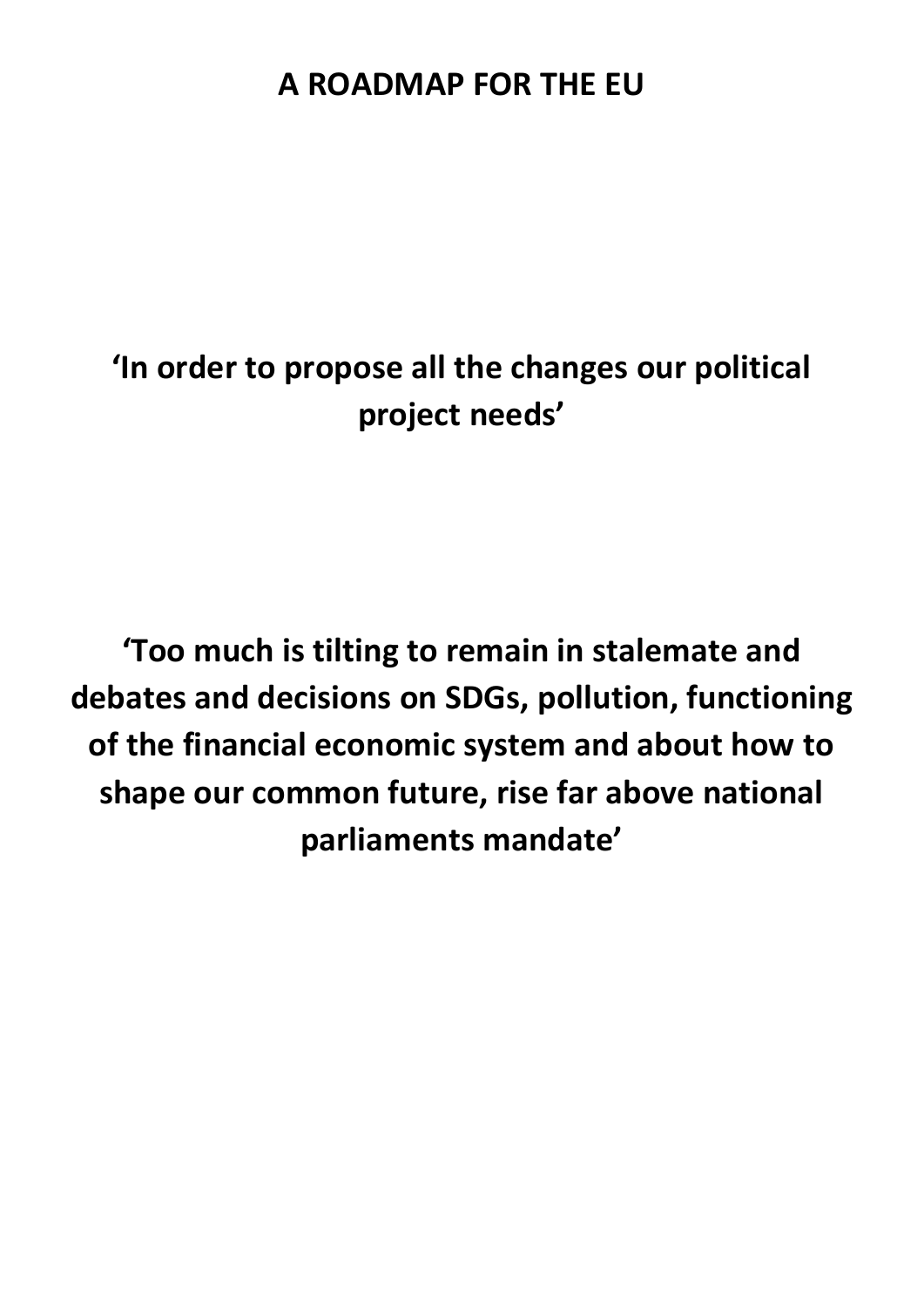# A ROADMAP FOR THE EU

**'In order to propose all the changes our political project needs'**

**'Too much is tilting to remain in stalemate and debates and decisions on SDGs, pollution, functioning of the financial economic system and about how to shape our common future, rise far above national parliaments mandate'**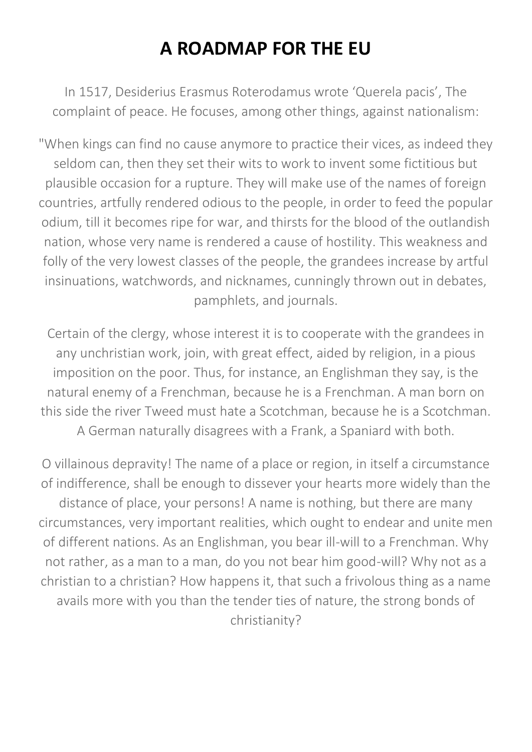# A ROADMAP FOR THE EU

In 1517, Desiderius Erasmus Roterodamus wrote 'Querela pacis', The complaint of peace. He focuses, among other things, against nationalism:

"When kings can find no cause anymore to practice their vices, as indeed they seldom can, then they set their wits to work to invent some fictitious but plausible occasion for a rupture. They will make use of the names of foreign countries, artfully rendered odious to the people, in order to feed the popular odium, till it becomes ripe for war, and thirsts for the blood of the outlandish nation, whose very name is rendered a cause of hostility. This weakness and folly of the very lowest classes of the people, the grandees increase by artful insinuations, watchwords, and nicknames, cunningly thrown out in debates, pamphlets, and journals.

Certain of the clergy, whose interest it is to cooperate with the grandees in any unchristian work, join, with great effect, aided by religion, in a pious imposition on the poor. Thus, for instance, an Englishman they say, is the natural enemy of a Frenchman, because he is a Frenchman. A man born on this side the river Tweed must hate a Scotchman, because he is a Scotchman. A German naturally disagrees with a Frank, a Spaniard with both.

O villainous depravity! The name of a place or region, in itself a circumstance of indifference, shall be enough to dissever your hearts more widely than the distance of place, your persons! A name is nothing, but there are many circumstances, very important realities, which ought to endear and unite men of different nations. As an Englishman, you bear ill-will to a Frenchman. Why not rather, as a man to a man, do you not bear him good-will? Why not as a christian to a christian? How happens it, that such a frivolous thing as a name avails more with you than the tender ties of nature, the strong bonds of christianity?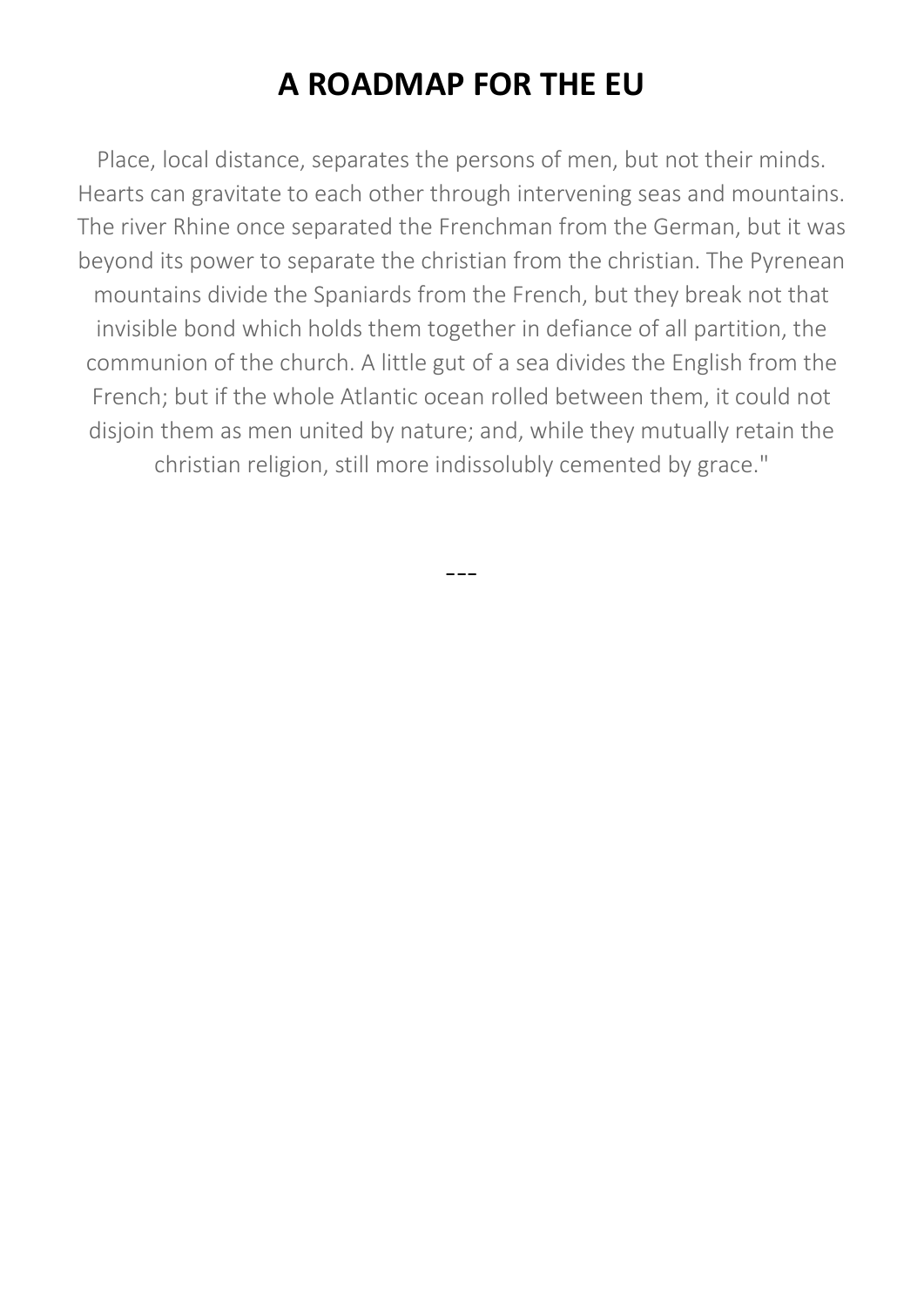# A ROADMAP FOR THE EU

Place, local distance, separates the persons of men, but not their minds. Hearts can gravitate to each other through intervening seas and mountains. The river Rhine once separated the Frenchman from the German, but it was beyond its power to separate the christian from the christian. The Pyrenean mountains divide the Spaniards from the French, but they break not that invisible bond which holds them together in defiance of all partition, the communion of the church. A little gut of a sea divides the English from the French; but if the whole Atlantic ocean rolled between them, it could not disjoin them as men united by nature; and, while they mutually retain the christian religion, still more indissolubly cemented by grace."

---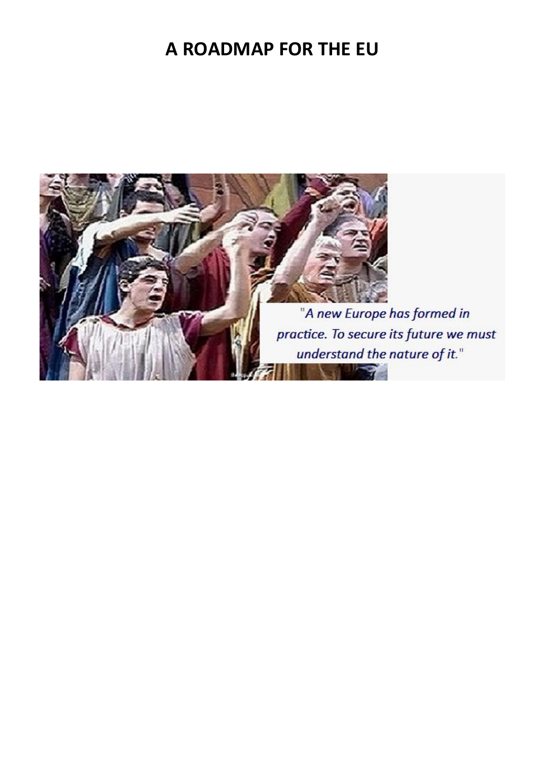# A ROADMAP FOR THE EU

"A new Europe has formed in practice. To secure its future we must understand the nature of it."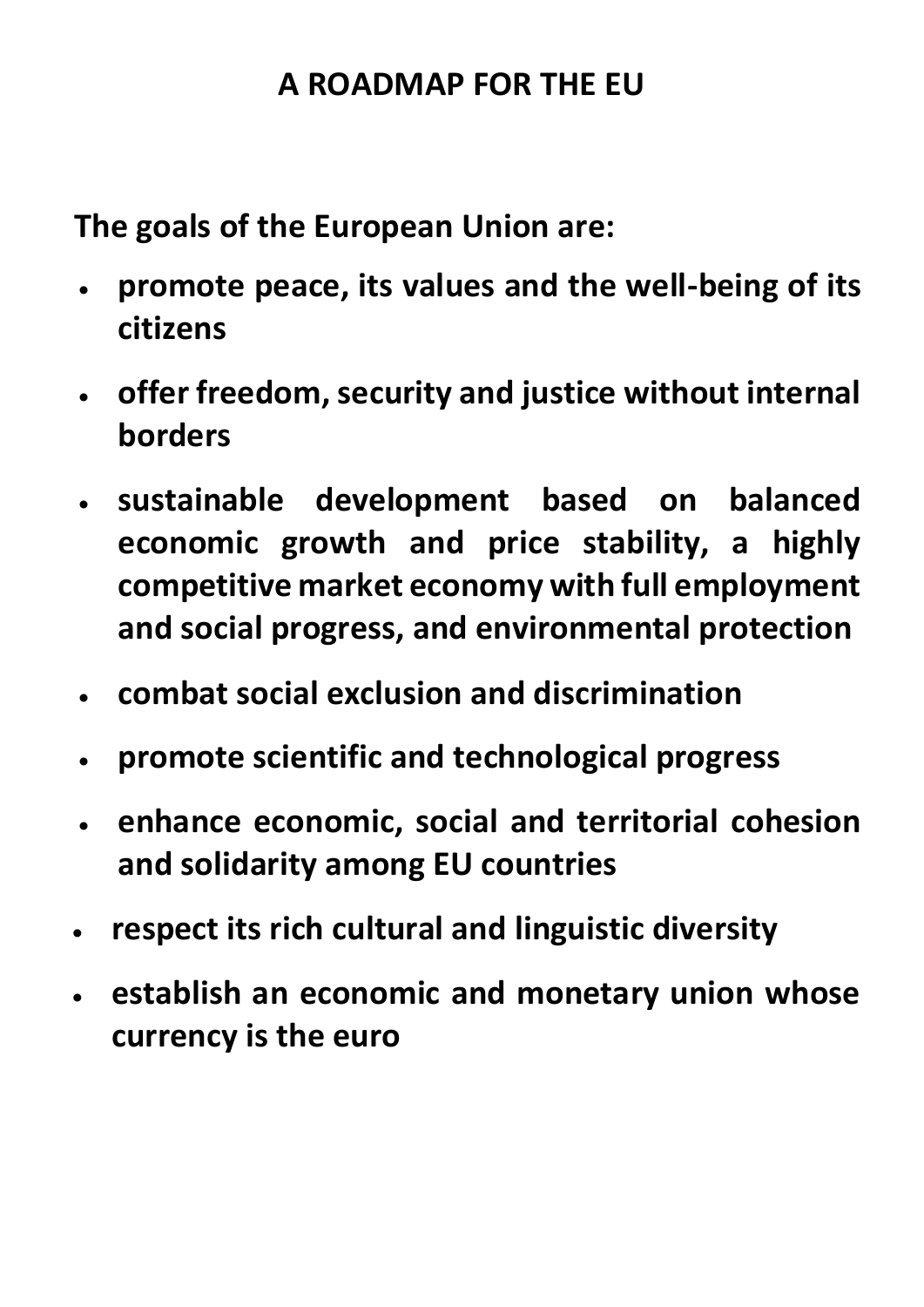# A ROADMAP FOR THE EU

**The goals of the European Union are:**

- **promote peace, its values and the well-being of its citizens**
- **offer freedom, security and justice without internal borders**
- **sustainable development based on balanced economic growth and price stability, a highly competitive market economy with full employment and social progress, and environmental protection**
- **combat social exclusion and discrimination**
- **promote scientific and technological progress**
- **enhance economic, social and territorial cohesion and solidarity among EU countries**
- **respect its rich cultural and linguistic diversity**
- **establish an economic and monetary union whose currency is the euro**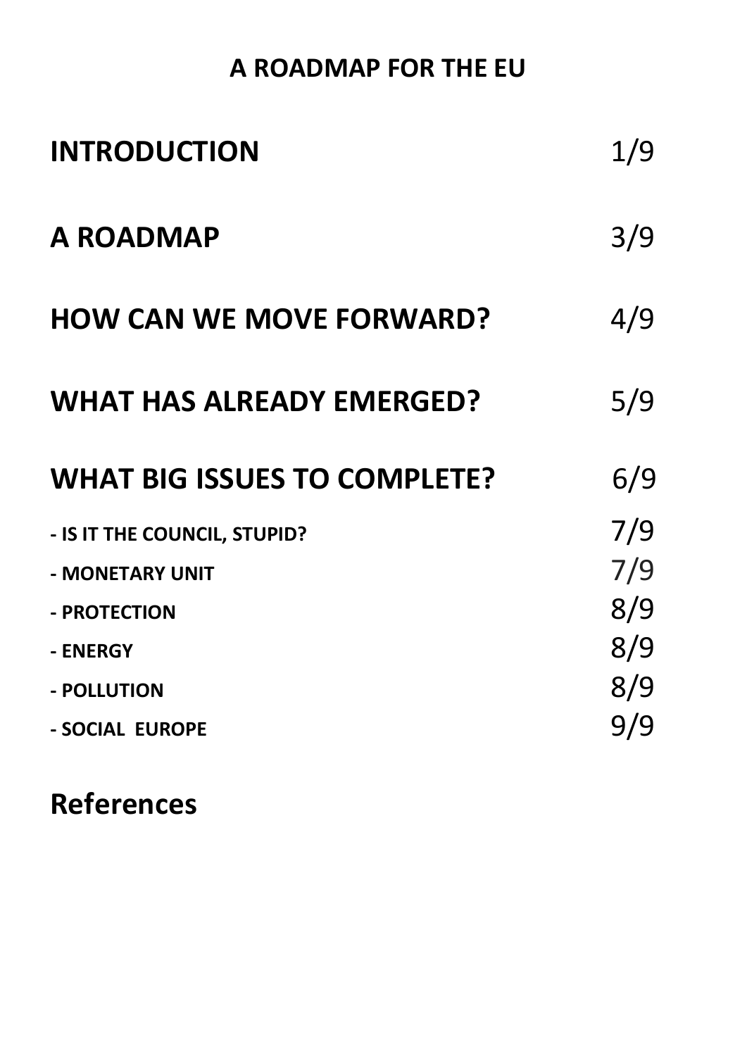# A ROADMAP FOR THE EU

| | |
|---|---|
| **INTRODUCTION** | 1/9 |
| **A ROADMAP** | 3/9 |
| **HOW CAN WE MOVE FORWARD?** | 4/9 |
| **WHAT HAS ALREADY EMERGED?** | 5/9 |
| **WHAT BIG ISSUES TO COMPLETE?** | 6/9 |
| **- IS IT THE COUNCIL, STUPID?** | 7/9 |
| **- MONETARY UNIT** | 7/9 |
| **- PROTECTION** | 8/9 |
| **- ENERGY** | 8/9 |
| **- POLLUTION** | 8/9 |
| **- SOCIAL EUROPE** | 9/9 |

**References**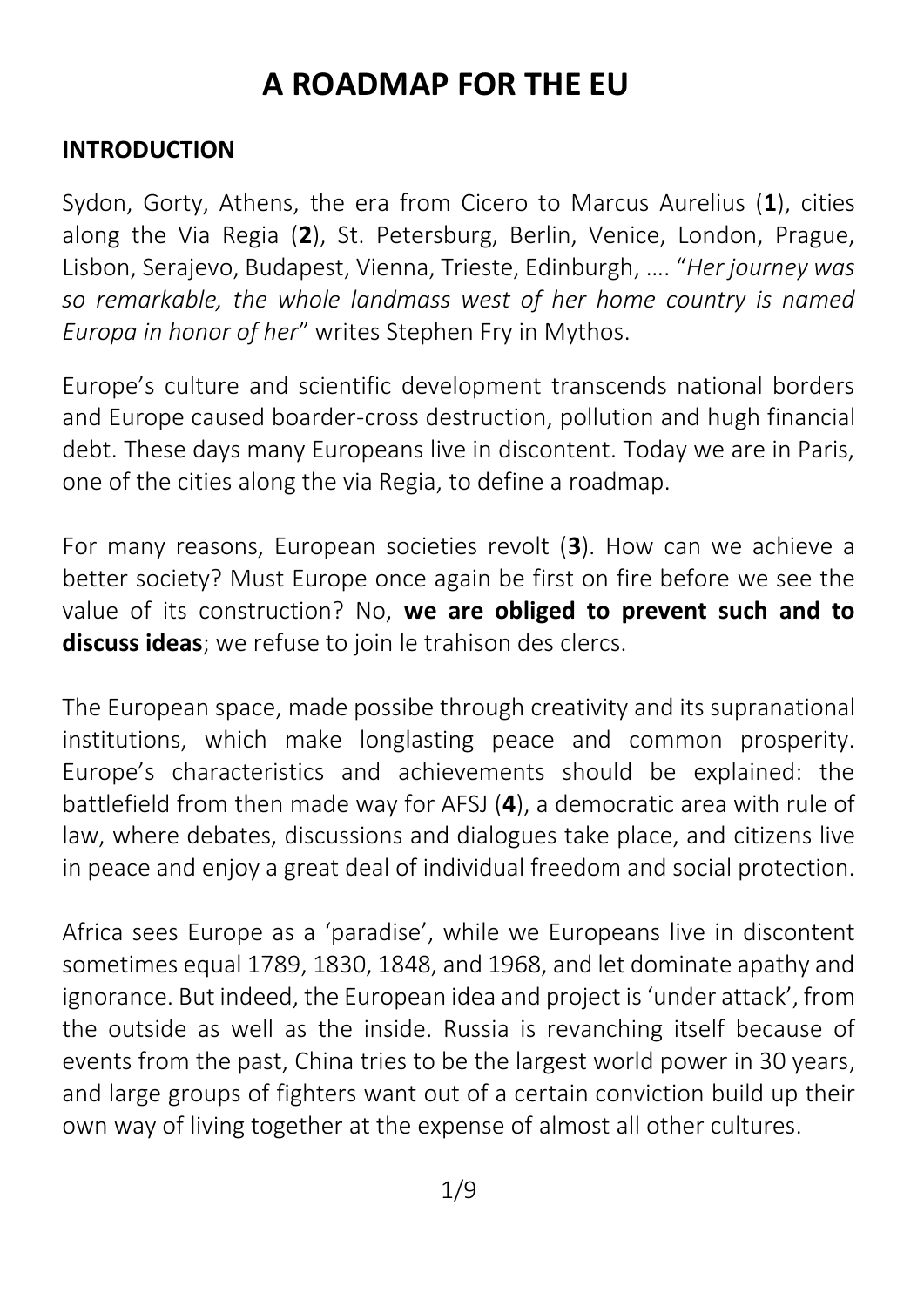# A ROADMAP FOR THE EU

## INTRODUCTION

Sydon, Gorty, Athens, the era from Cicero to Marcus Aurelius (**1**), cities along the Via Regia (**2**), St. Petersburg, Berlin, Venice, London, Prague, Lisbon, Serajevo, Budapest, Vienna, Trieste, Edinburgh, …. "*Her journey was so remarkable, the whole landmass west of her home country is named Europa in honor of her*" writes Stephen Fry in Mythos.

Europe's culture and scientific development transcends national borders and Europe caused boarder-cross destruction, pollution and hugh financial debt. These days many Europeans live in discontent. Today we are in Paris, one of the cities along the via Regia, to define a roadmap.

For many reasons, European societies revolt (**3**). How can we achieve a better society? Must Europe once again be first on fire before we see the value of its construction? No, **we are obliged to prevent such and to discuss ideas**; we refuse to join le trahison des clercs.

The European space, made possibe through creativity and its supranational institutions, which make longlasting peace and common prosperity. Europe's characteristics and achievements should be explained: the battlefield from then made way for AFSJ (**4**), a democratic area with rule of law, where debates, discussions and dialogues take place, and citizens live in peace and enjoy a great deal of individual freedom and social protection.

Africa sees Europe as a 'paradise', while we Europeans live in discontent sometimes equal 1789, 1830, 1848, and 1968, and let dominate apathy and ignorance. But indeed, the European idea and project is 'under attack', from the outside as well as the inside. Russia is revanching itself because of events from the past, China tries to be the largest world power in 30 years, and large groups of fighters want out of a certain conviction build up their own way of living together at the expense of almost all other cultures.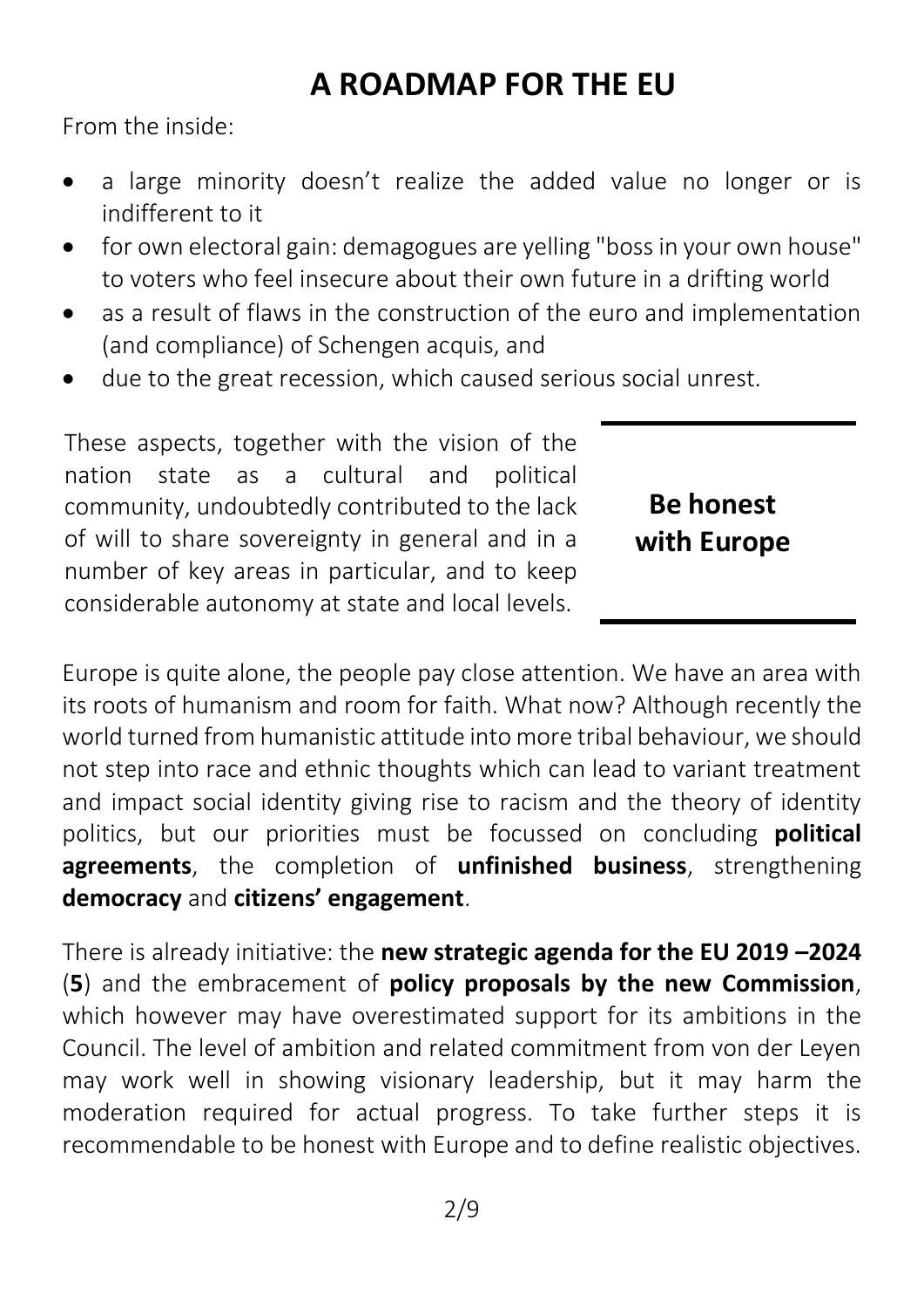# A ROADMAP FOR THE EU

From the inside:

- a large minority doesn't realize the added value no longer or is indifferent to it
- for own electoral gain: demagogues are yelling "boss in your own house" to voters who feel insecure about their own future in a drifting world
- as a result of flaws in the construction of the euro and implementation (and compliance) of Schengen acquis, and
- due to the great recession, which caused serious social unrest.

These aspects, together with the vision of the nation state as a cultural and political community, undoubtedly contributed to the lack of will to share sovereignty in general and in a number of key areas in particular, and to keep considerable autonomy at state and local levels.

**Be honest with Europe**

Europe is quite alone, the people pay close attention. We have an area with its roots of humanism and room for faith. What now? Although recently the world turned from humanistic attitude into more tribal behaviour, we should not step into race and ethnic thoughts which can lead to variant treatment and impact social identity giving rise to racism and the theory of identity politics, but our priorities must be focussed on concluding **political agreements**, the completion of **unfinished business**, strengthening **democracy** and **citizens' engagement**.

There is already initiative: the **new strategic agenda for the EU 2019 –2024** (**5**) and the embracement of **policy proposals by the new Commission**, which however may have overestimated support for its ambitions in the Council. The level of ambition and related commitment from von der Leyen may work well in showing visionary leadership, but it may harm the moderation required for actual progress. To take further steps it is recommendable to be honest with Europe and to define realistic objectives.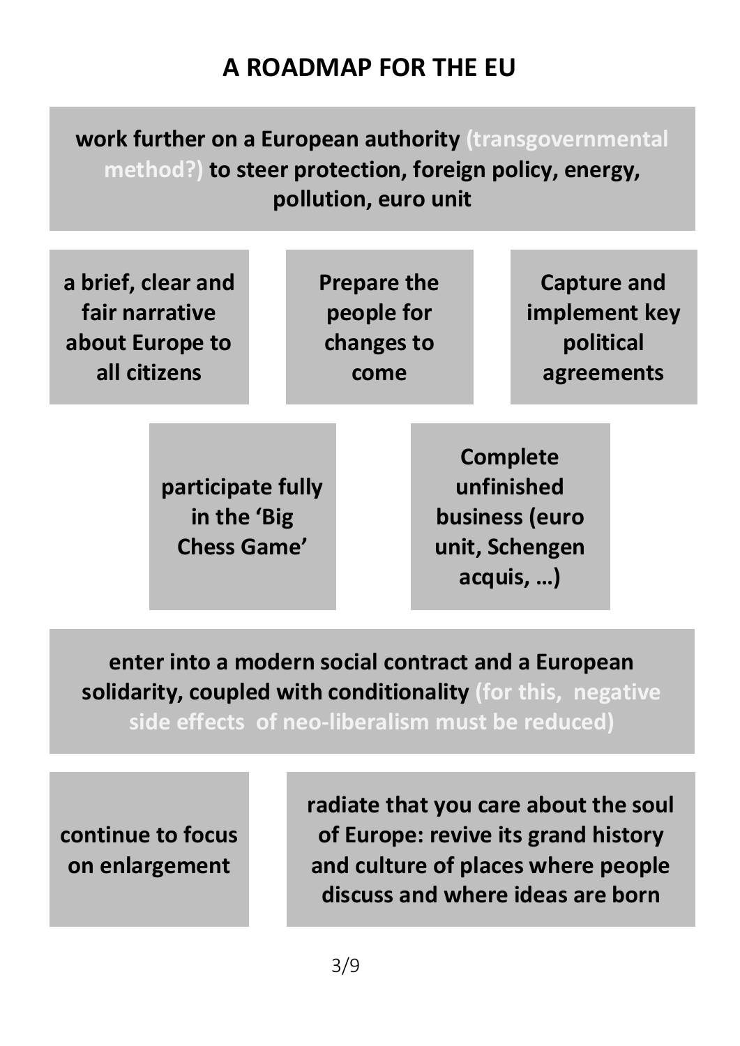# A ROADMAP FOR THE EU

**work further on a European authority** (transgovernmental method?) **to steer protection, foreign policy, energy, pollution, euro unit**

**a brief, clear and fair narrative about Europe to all citizens**

**Prepare the people for changes to come**

**Capture and implement key political agreements**

**participate fully in the 'Big Chess Game'**

**Complete unfinished business (euro unit, Schengen acquis, …)**

**enter into a modern social contract and a European solidarity, coupled with conditionality** (for this, negative side effects of neo-liberalism must be reduced)

**continue to focus on enlargement**

**radiate that you care about the soul of Europe: revive its grand history and culture of places where people discuss and where ideas are born**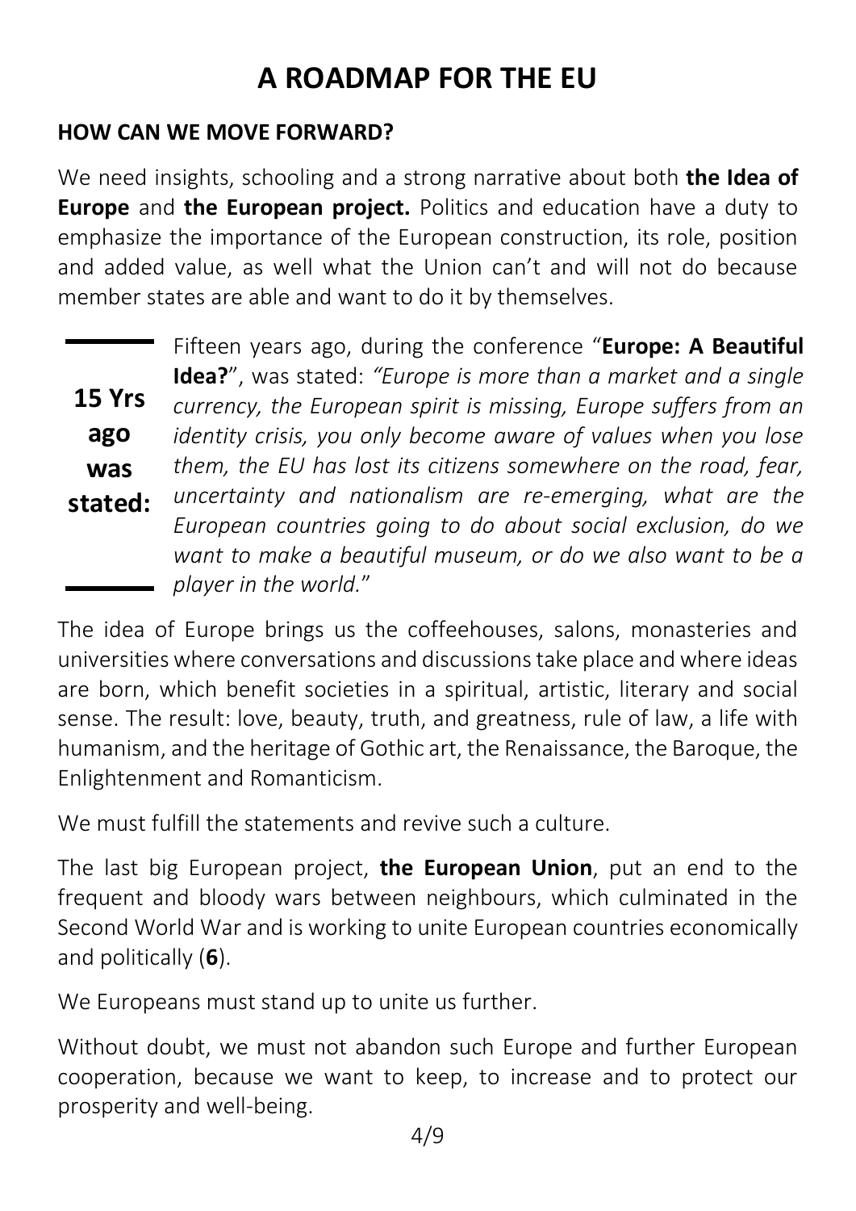# A ROADMAP FOR THE EU

## HOW CAN WE MOVE FORWARD?

We need insights, schooling and a strong narrative about both **the Idea of Europe** and **the European project.** Politics and education have a duty to emphasize the importance of the European construction, its role, position and added value, as well what the Union can't and will not do because member states are able and want to do it by themselves.

**15 Yrs ago was stated:**

Fifteen years ago, during the conference "**Europe: A Beautiful Idea?**", was stated: *"Europe is more than a market and a single currency, the European spirit is missing, Europe suffers from an identity crisis, you only become aware of values when you lose them, the EU has lost its citizens somewhere on the road, fear, uncertainty and nationalism are re-emerging, what are the European countries going to do about social exclusion, do we want to make a beautiful museum, or do we also want to be a player in the world.*"

The idea of Europe brings us the coffeehouses, salons, monasteries and universities where conversations and discussions take place and where ideas are born, which benefit societies in a spiritual, artistic, literary and social sense. The result: love, beauty, truth, and greatness, rule of law, a life with humanism, and the heritage of Gothic art, the Renaissance, the Baroque, the Enlightenment and Romanticism.

We must fulfill the statements and revive such a culture.

The last big European project, **the European Union**, put an end to the frequent and bloody wars between neighbours, which culminated in the Second World War and is working to unite European countries economically and politically (**6**).

We Europeans must stand up to unite us further.

Without doubt, we must not abandon such Europe and further European cooperation, because we want to keep, to increase and to protect our prosperity and well-being.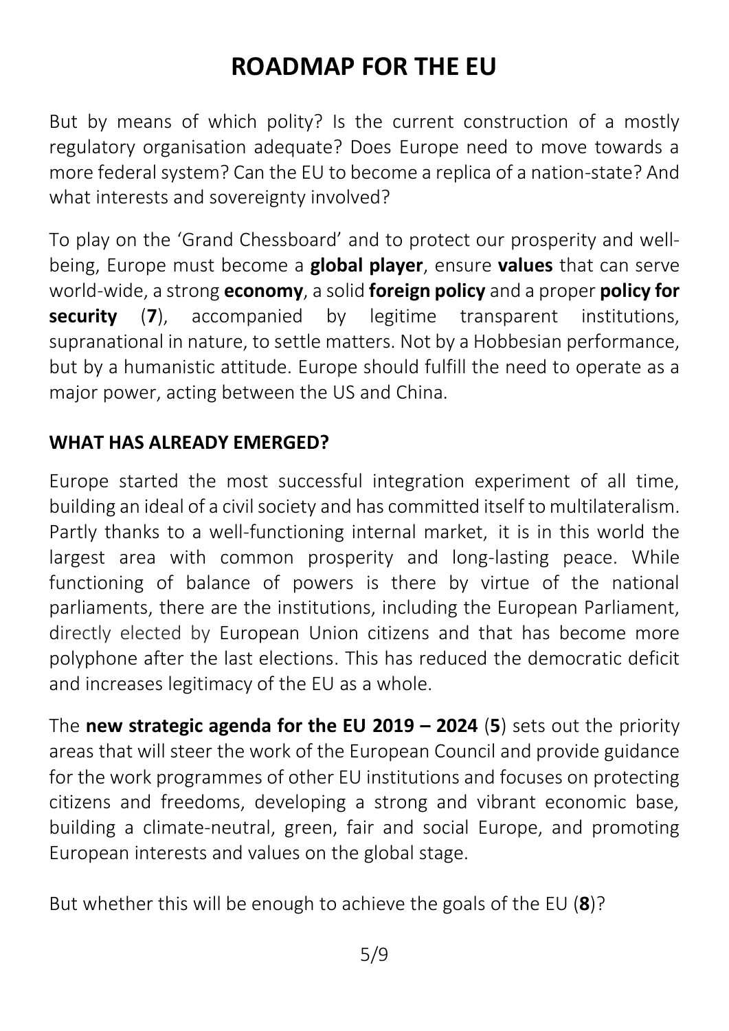# ROADMAP FOR THE EU

But by means of which polity? Is the current construction of a mostly regulatory organisation adequate? Does Europe need to move towards a more federal system? Can the EU to become a replica of a nation-state? And what interests and sovereignty involved?

To play on the 'Grand Chessboard' and to protect our prosperity and well-being, Europe must become a **global player**, ensure **values** that can serve world-wide, a strong **economy**, a solid **foreign policy** and a proper **policy for security** (**7**), accompanied by legitime transparent institutions, supranational in nature, to settle matters. Not by a Hobbesian performance, but by a humanistic attitude. Europe should fulfill the need to operate as a major power, acting between the US and China.

## WHAT HAS ALREADY EMERGED?

Europe started the most successful integration experiment of all time, building an ideal of a civil society and has committed itself to multilateralism. Partly thanks to a well-functioning internal market, it is in this world the largest area with common prosperity and long-lasting peace. While functioning of balance of powers is there by virtue of the national parliaments, there are the institutions, including the European Parliament, directly elected by European Union citizens and that has become more polyphone after the last elections. This has reduced the democratic deficit and increases legitimacy of the EU as a whole.

The **new strategic agenda for the EU 2019 – 2024** (**5**) sets out the priority areas that will steer the work of the European Council and provide guidance for the work programmes of other EU institutions and focuses on protecting citizens and freedoms, developing a strong and vibrant economic base, building a climate-neutral, green, fair and social Europe, and promoting European interests and values on the global stage.

But whether this will be enough to achieve the goals of the EU (**8**)?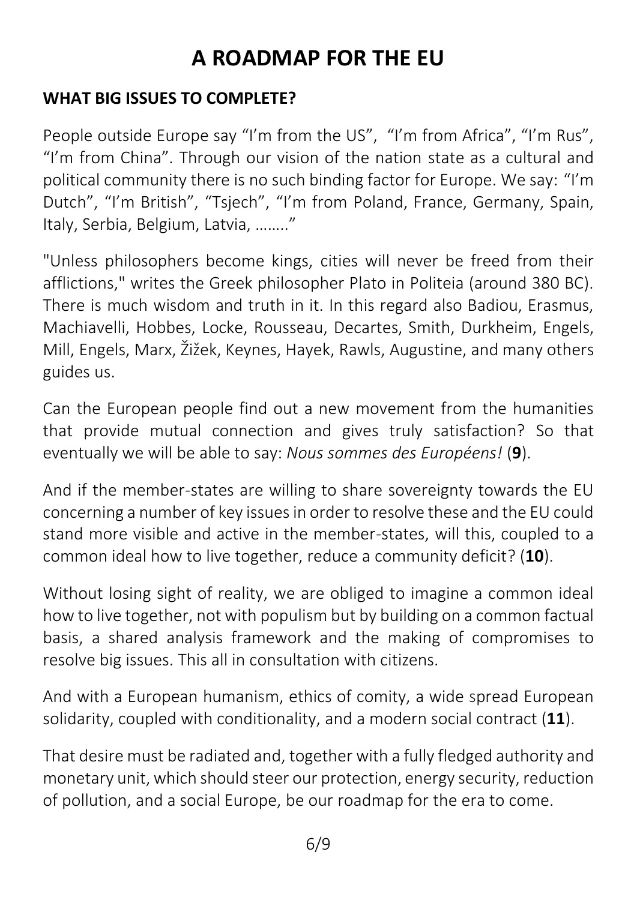# A ROADMAP FOR THE EU

## WHAT BIG ISSUES TO COMPLETE?

People outside Europe say “I’m from the US”, “I’m from Africa”, “I’m Rus”, “I’m from China”. Through our vision of the nation state as a cultural and political community there is no such binding factor for Europe. We say: “I’m Dutch”, “I’m British”, “Tsjech”, “I’m from Poland, France, Germany, Spain, Italy, Serbia, Belgium, Latvia, ……..”

"Unless philosophers become kings, cities will never be freed from their afflictions," writes the Greek philosopher Plato in Politeia (around 380 BC). There is much wisdom and truth in it. In this regard also Badiou, Erasmus, Machiavelli, Hobbes, Locke, Rousseau, Decartes, Smith, Durkheim, Engels, Mill, Engels, Marx, Žižek, Keynes, Hayek, Rawls, Augustine, and many others guides us.

Can the European people find out a new movement from the humanities that provide mutual connection and gives truly satisfaction? So that eventually we will be able to say: *Nous sommes des Européens!* (**9**).

And if the member-states are willing to share sovereignty towards the EU concerning a number of key issues in order to resolve these and the EU could stand more visible and active in the member-states, will this, coupled to a common ideal how to live together, reduce a community deficit? (**10**).

Without losing sight of reality, we are obliged to imagine a common ideal how to live together, not with populism but by building on a common factual basis, a shared analysis framework and the making of compromises to resolve big issues. This all in consultation with citizens.

And with a European humanism, ethics of comity, a wide spread European solidarity, coupled with conditionality, and a modern social contract (**11**).

That desire must be radiated and, together with a fully fledged authority and monetary unit, which should steer our protection, energy security, reduction of pollution, and a social Europe, be our roadmap for the era to come.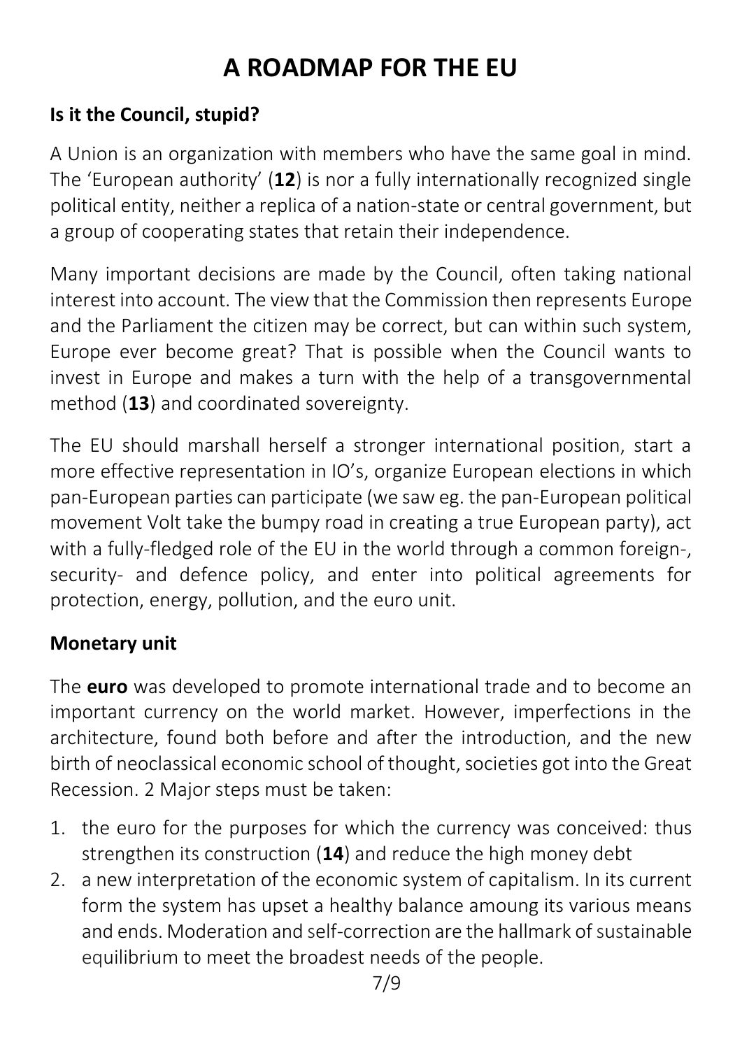# A ROADMAP FOR THE EU

## Is it the Council, stupid?

A Union is an organization with members who have the same goal in mind. The 'European authority' (**12**) is nor a fully internationally recognized single political entity, neither a replica of a nation-state or central government, but a group of cooperating states that retain their independence.

Many important decisions are made by the Council, often taking national interest into account. The view that the Commission then represents Europe and the Parliament the citizen may be correct, but can within such system, Europe ever become great? That is possible when the Council wants to invest in Europe and makes a turn with the help of a transgovernmental method (**13**) and coordinated sovereignty.

The EU should marshall herself a stronger international position, start a more effective representation in IO's, organize European elections in which pan-European parties can participate (we saw eg. the pan-European political movement Volt take the bumpy road in creating a true European party), act with a fully-fledged role of the EU in the world through a common foreign-, security- and defence policy, and enter into political agreements for protection, energy, pollution, and the euro unit.

## Monetary unit

The **euro** was developed to promote international trade and to become an important currency on the world market. However, imperfections in the architecture, found both before and after the introduction, and the new birth of neoclassical economic school of thought, societies got into the Great Recession. 2 Major steps must be taken:

1. the euro for the purposes for which the currency was conceived: thus strengthen its construction (**14**) and reduce the high money debt
2. a new interpretation of the economic system of capitalism. In its current form the system has upset a healthy balance amoung its various means and ends. Moderation and self-correction are the hallmark of sustainable equilibrium to meet the broadest needs of the people.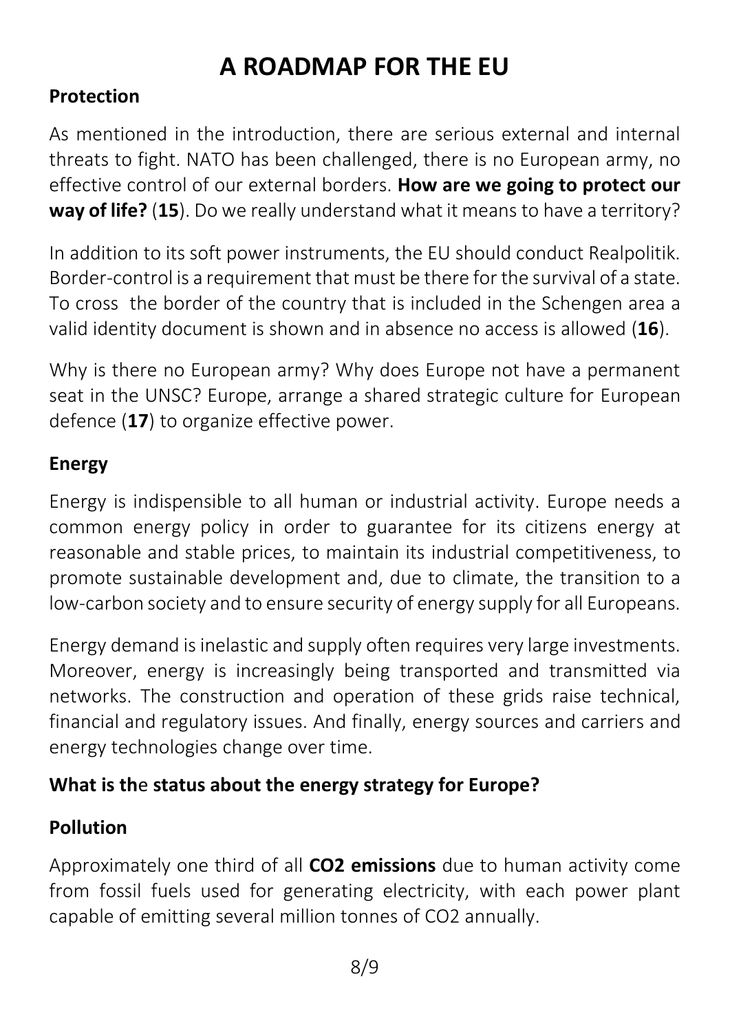# A ROADMAP FOR THE EU

## Protection

As mentioned in the introduction, there are serious external and internal threats to fight. NATO has been challenged, there is no European army, no effective control of our external borders. **How are we going to protect our way of life?** (**15**). Do we really understand what it means to have a territory?

In addition to its soft power instruments, the EU should conduct Realpolitik. Border-control is a requirement that must be there for the survival of a state. To cross the border of the country that is included in the Schengen area a valid identity document is shown and in absence no access is allowed (**16**).

Why is there no European army? Why does Europe not have a permanent seat in the UNSC? Europe, arrange a shared strategic culture for European defence (**17**) to organize effective power.

## Energy

Energy is indispensible to all human or industrial activity. Europe needs a common energy policy in order to guarantee for its citizens energy at reasonable and stable prices, to maintain its industrial competitiveness, to promote sustainable development and, due to climate, the transition to a low-carbon society and to ensure security of energy supply for all Europeans.

Energy demand is inelastic and supply often requires very large investments. Moreover, energy is increasingly being transported and transmitted via networks. The construction and operation of these grids raise technical, financial and regulatory issues. And finally, energy sources and carriers and energy technologies change over time.

**What is the status about the energy strategy for Europe?**

## Pollution

Approximately one third of all **$CO_2$ emissions** due to human activity come from fossil fuels used for generating electricity, with each power plant capable of emitting several million tonnes of $CO_2$ annually.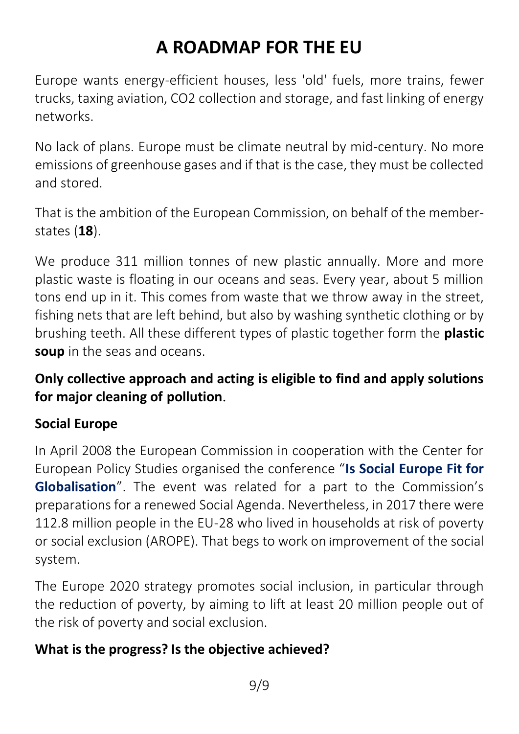# A ROADMAP FOR THE EU

Europe wants energy-efficient houses, less 'old' fuels, more trains, fewer trucks, taxing aviation, CO2 collection and storage, and fast linking of energy networks.

No lack of plans. Europe must be climate neutral by mid-century. No more emissions of greenhouse gases and if that is the case, they must be collected and stored.

That is the ambition of the European Commission, on behalf of the member-states (**18**).

We produce 311 million tonnes of new plastic annually. More and more plastic waste is floating in our oceans and seas. Every year, about 5 million tons end up in it. This comes from waste that we throw away in the street, fishing nets that are left behind, but also by washing synthetic clothing or by brushing teeth. All these different types of plastic together form the **plastic soup** in the seas and oceans.

**Only collective approach and acting is eligible to find and apply solutions for major cleaning of pollution**.

### Social Europe

In April 2008 the European Commission in cooperation with the Center for European Policy Studies organised the conference "**Is Social Europe Fit for Globalisation**". The event was related for a part to the Commission's preparations for a renewed Social Agenda. Nevertheless, in 2017 there were 112.8 million people in the EU-28 who lived in households at risk of poverty or social exclusion (AROPE). That begs to work on improvement of the social system.

The Europe 2020 strategy promotes social inclusion, in particular through the reduction of poverty, by aiming to lift at least 20 million people out of the risk of poverty and social exclusion.

**What is the progress? Is the objective achieved?**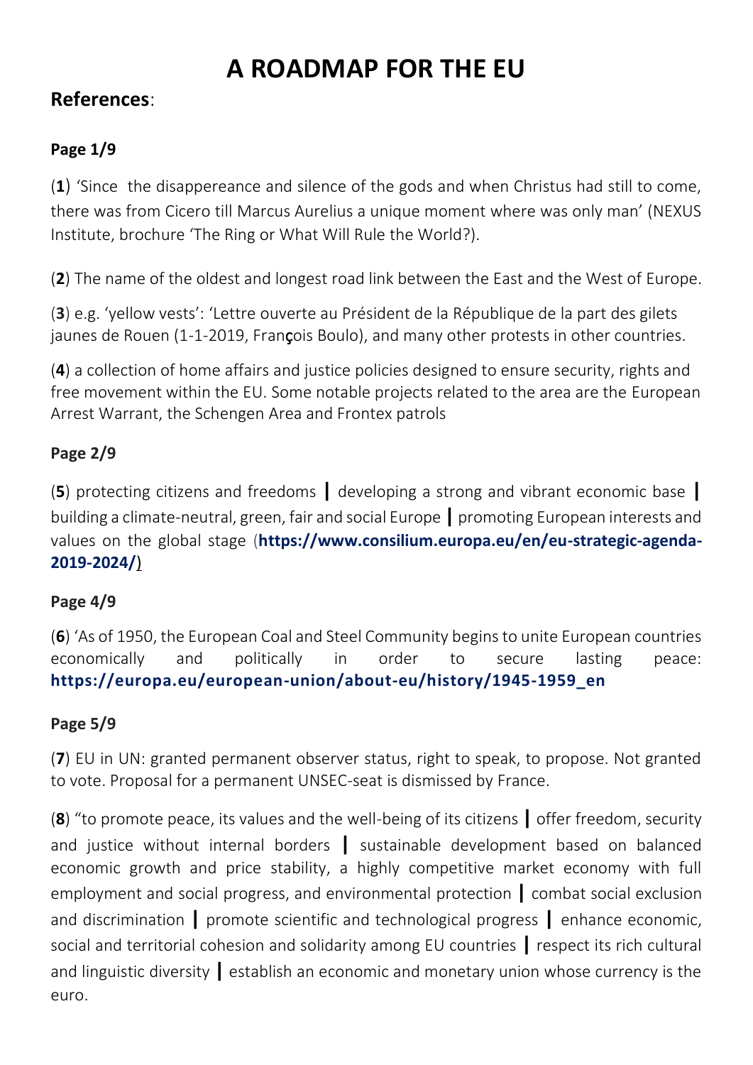# A ROADMAP FOR THE EU

## References:

### Page 1/9

(**1**) 'Since the disappereance and silence of the gods and when Christus had still to come, there was from Cicero till Marcus Aurelius a unique moment where was only man' (NEXUS Institute, brochure 'The Ring or What Will Rule the World?).

(**2**) The name of the oldest and longest road link between the East and the West of Europe.

(**3**) e.g. 'yellow vests': 'Lettre ouverte au Président de la République de la part des gilets jaunes de Rouen (1-1-2019, François Boulo), and many other protests in other countries.

(**4**) a collection of home affairs and justice policies designed to ensure security, rights and free movement within the EU. Some notable projects related to the area are the European Arrest Warrant, the Schengen Area and Frontex patrols

### Page 2/9

(**5**) protecting citizens and freedoms ❙ developing a strong and vibrant economic base ❙ building a climate-neutral, green, fair and social Europe ❙ promoting European interests and values on the global stage (**https://www.consilium.europa.eu/en/eu-strategic-agenda-2019-2024/**)

### Page 4/9

(**6**) 'As of 1950, the European Coal and Steel Community begins to unite European countries economically and politically in order to secure lasting peace: **https://europa.eu/european-union/about-eu/history/1945-1959_en**

### Page 5/9

(**7**) EU in UN: granted permanent observer status, right to speak, to propose. Not granted to vote. Proposal for a permanent UNSEC-seat is dismissed by France.

(**8**) "to promote peace, its values and the well-being of its citizens ❙ offer freedom, security and justice without internal borders ❙ sustainable development based on balanced economic growth and price stability, a highly competitive market economy with full employment and social progress, and environmental protection ❙ combat social exclusion and discrimination ❙ promote scientific and technological progress ❙ enhance economic, social and territorial cohesion and solidarity among EU countries ❙ respect its rich cultural and linguistic diversity ❙ establish an economic and monetary union whose currency is the euro.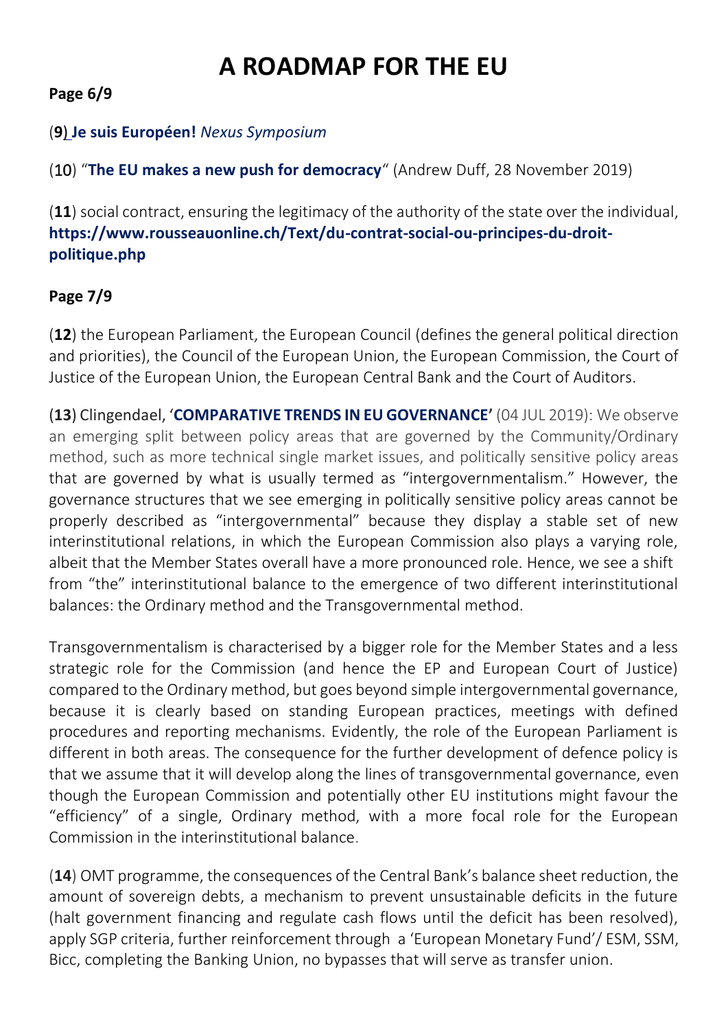# A ROADMAP FOR THE EU

**Page 6/9**

(**9**) **Je suis Européen!** *Nexus Symposium*

(10) "**The EU makes a new push for democracy**" (Andrew Duff, 28 November 2019)

(**11**) social contract, ensuring the legitimacy of the authority of the state over the individual, **https://www.rousseauonline.ch/Text/du-contrat-social-ou-principes-du-droit-politique.php**

**Page 7/9**

(**12**) the European Parliament, the European Council (defines the general political direction and priorities), the Council of the European Union, the European Commission, the Court of Justice of the European Union, the European Central Bank and the Court of Auditors.

(**13**) Clingendael, '**COMPARATIVE TRENDS IN EU GOVERNANCE**' (04 JUL 2019): We observe an emerging split between policy areas that are governed by the Community/Ordinary method, such as more technical single market issues, and politically sensitive policy areas that are governed by what is usually termed as "intergovernmentalism." However, the governance structures that we see emerging in politically sensitive policy areas cannot be properly described as "intergovernmental" because they display a stable set of new interinstitutional relations, in which the European Commission also plays a varying role, albeit that the Member States overall have a more pronounced role. Hence, we see a shift from "the" interinstitutional balance to the emergence of two different interinstitutional balances: the Ordinary method and the Transgovernmental method.

Transgovernmentalism is characterised by a bigger role for the Member States and a less strategic role for the Commission (and hence the EP and European Court of Justice) compared to the Ordinary method, but goes beyond simple intergovernmental governance, because it is clearly based on standing European practices, meetings with defined procedures and reporting mechanisms. Evidently, the role of the European Parliament is different in both areas. The consequence for the further development of defence policy is that we assume that it will develop along the lines of transgovernmental governance, even though the European Commission and potentially other EU institutions might favour the "efficiency" of a single, Ordinary method, with a more focal role for the European Commission in the interinstitutional balance.

(**14**) OMT programme, the consequences of the Central Bank's balance sheet reduction, the amount of sovereign debts, a mechanism to prevent unsustainable deficits in the future (halt government financing and regulate cash flows until the deficit has been resolved), apply SGP criteria, further reinforcement through a 'European Monetary Fund'/ ESM, SSM, Bicc, completing the Banking Union, no bypasses that will serve as transfer union.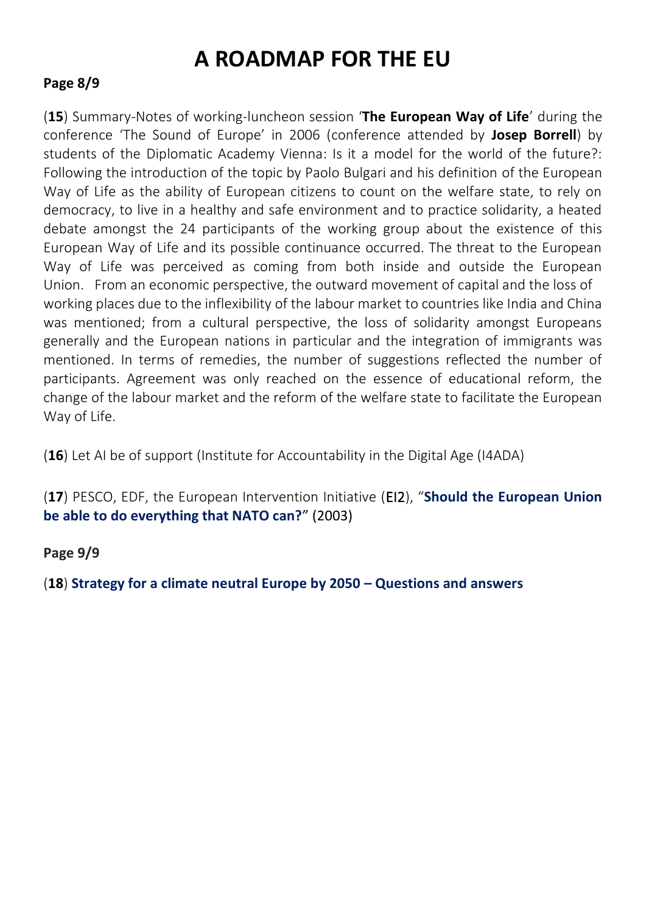# A ROADMAP FOR THE EU

**Page 8/9**

(**15**) Summary-Notes of working-luncheon session '**The European Way of Life**' during the conference 'The Sound of Europe' in 2006 (conference attended by **Josep Borrell**) by students of the Diplomatic Academy Vienna: Is it a model for the world of the future?: Following the introduction of the topic by Paolo Bulgari and his definition of the European Way of Life as the ability of European citizens to count on the welfare state, to rely on democracy, to live in a healthy and safe environment and to practice solidarity, a heated debate amongst the 24 participants of the working group about the existence of this European Way of Life and its possible continuance occurred. The threat to the European Way of Life was perceived as coming from both inside and outside the European Union. From an economic perspective, the outward movement of capital and the loss of working places due to the inflexibility of the labour market to countries like India and China was mentioned; from a cultural perspective, the loss of solidarity amongst Europeans generally and the European nations in particular and the integration of immigrants was mentioned. In terms of remedies, the number of suggestions reflected the number of participants. Agreement was only reached on the essence of educational reform, the change of the labour market and the reform of the welfare state to facilitate the European Way of Life.

(**16**) Let AI be of support (Institute for Accountability in the Digital Age (I4ADA)

(**17**) PESCO, EDF, the European Intervention Initiative (EI2), "**Should the European Union be able to do everything that NATO can?**" (2003)

**Page 9/9**

(**18**) **Strategy for a climate neutral Europe by 2050 – Questions and answers**